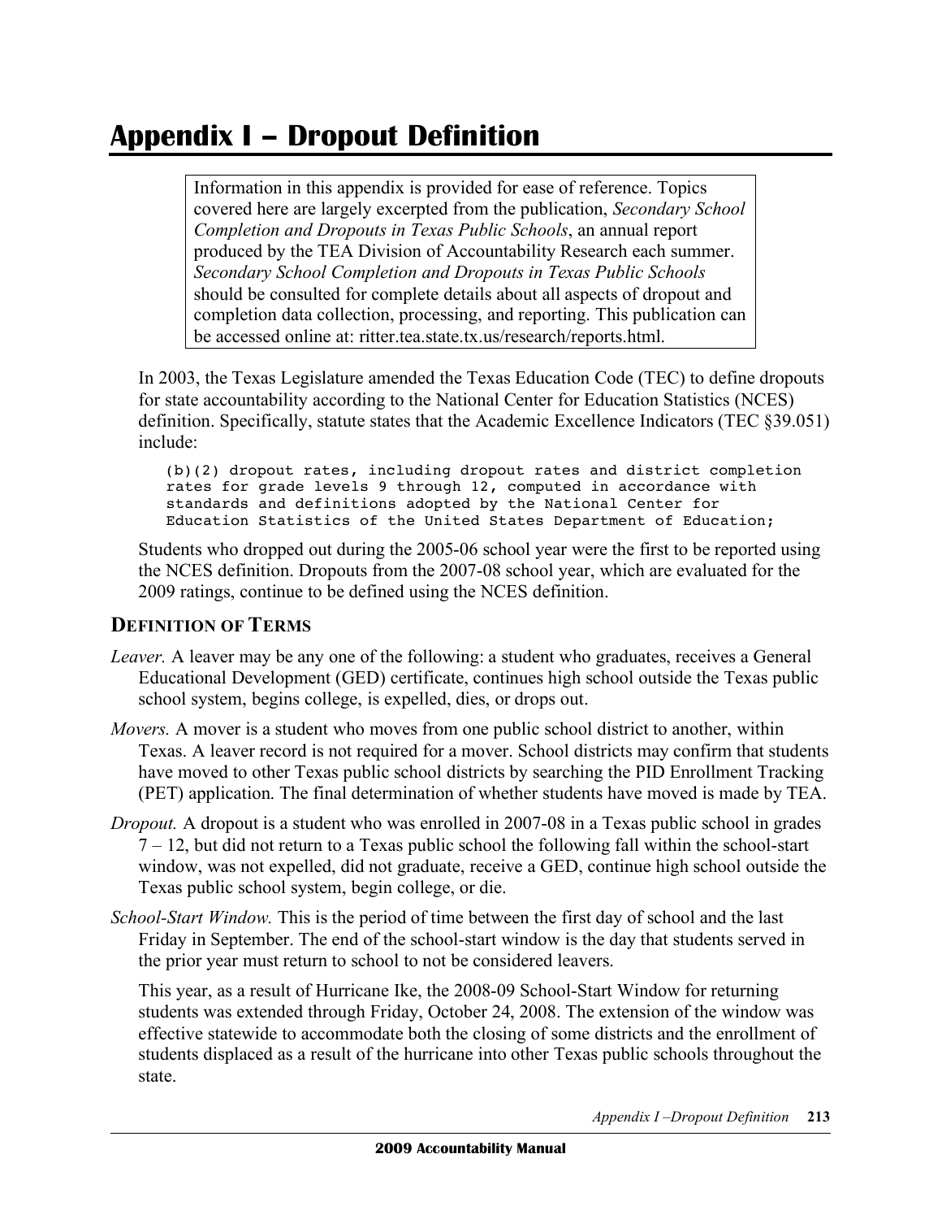# Appendix I – Dropout Definition

> Information in this appendix is provided for ease of reference. Topics covered here are largely excerpted from the publication, *Secondary School Completion and Dropouts in Texas Public Schools*, an annual report produced by the TEA Division of Accountability Research each summer. *Secondary School Completion and Dropouts in Texas Public Schools* should be consulted for complete details about all aspects of dropout and completion data collection, processing, and reporting. This publication can be accessed online at: ritter.tea.state.tx.us/research/reports.html.

In 2003, the Texas Legislature amended the Texas Education Code (TEC) to define dropouts for state accountability according to the National Center for Education Statistics (NCES) definition. Specifically, statute states that the Academic Excellence Indicators (TEC §39.051) include:

```
(b)(2) dropout rates, including dropout rates and district completion
rates for grade levels 9 through 12, computed in accordance with
standards and definitions adopted by the National Center for
Education Statistics of the United States Department of Education;
```

Students who dropped out during the 2005-06 school year were the first to be reported using the NCES definition. Dropouts from the 2007-08 school year, which are evaluated for the 2009 ratings, continue to be defined using the NCES definition.

## DEFINITION OF TERMS

*Leaver.* A leaver may be any one of the following: a student who graduates, receives a General Educational Development (GED) certificate, continues high school outside the Texas public school system, begins college, is expelled, dies, or drops out.

*Movers.* A mover is a student who moves from one public school district to another, within Texas. A leaver record is not required for a mover. School districts may confirm that students have moved to other Texas public school districts by searching the PID Enrollment Tracking (PET) application. The final determination of whether students have moved is made by TEA.

*Dropout.* A dropout is a student who was enrolled in 2007-08 in a Texas public school in grades 7 – 12, but did not return to a Texas public school the following fall within the school-start window, was not expelled, did not graduate, receive a GED, continue high school outside the Texas public school system, begin college, or die.

*School-Start Window.* This is the period of time between the first day of school and the last Friday in September. The end of the school-start window is the day that students served in the prior year must return to school to not be considered leavers.

This year, as a result of Hurricane Ike, the 2008-09 School-Start Window for returning students was extended through Friday, October 24, 2008. The extension of the window was effective statewide to accommodate both the closing of some districts and the enrollment of students displaced as a result of the hurricane into other Texas public schools throughout the state.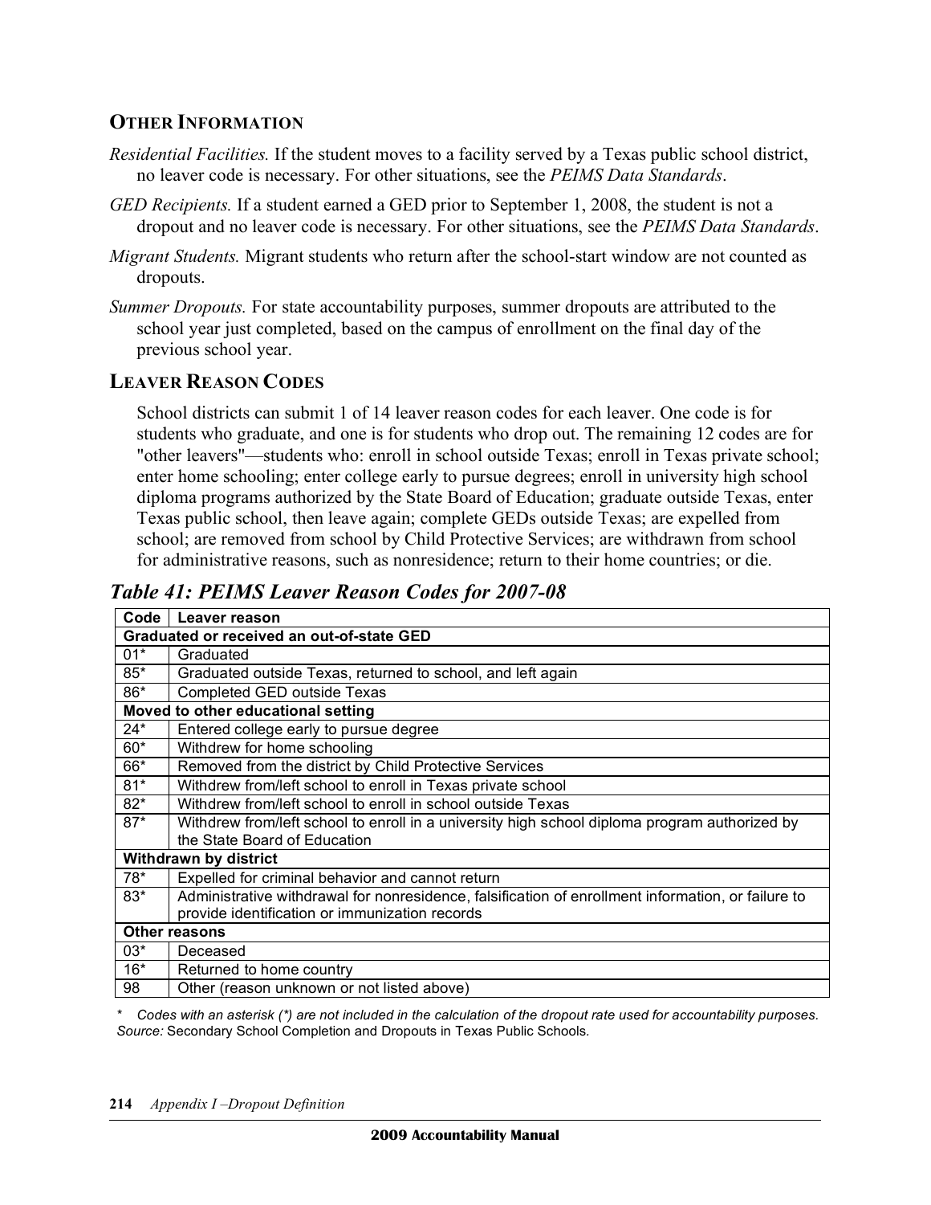## OTHER INFORMATION

*Residential Facilities.* If the student moves to a facility served by a Texas public school district, no leaver code is necessary. For other situations, see the *PEIMS Data Standards*.

*GED Recipients.* If a student earned a GED prior to September 1, 2008, the student is not a dropout and no leaver code is necessary. For other situations, see the *PEIMS Data Standards*.

*Migrant Students.* Migrant students who return after the school-start window are not counted as dropouts.

*Summer Dropouts.* For state accountability purposes, summer dropouts are attributed to the school year just completed, based on the campus of enrollment on the final day of the previous school year.

## LEAVER REASON CODES

School districts can submit 1 of 14 leaver reason codes for each leaver. One code is for students who graduate, and one is for students who drop out. The remaining 12 codes are for "other leavers"—students who: enroll in school outside Texas; enroll in Texas private school; enter home schooling; enter college early to pursue degrees; enroll in university high school diploma programs authorized by the State Board of Education; graduate outside Texas, enter Texas public school, then leave again; complete GEDs outside Texas; are expelled from school; are removed from school by Child Protective Services; are withdrawn from school for administrative reasons, such as nonresidence; return to their home countries; or die.

### *Table 41: PEIMS Leaver Reason Codes for 2007-08*

| Code | Leaver reason |
|---|---|
| **Graduated or received an out-of-state GED** | |
| 01* | Graduated |
| 85* | Graduated outside Texas, returned to school, and left again |
| 86* | Completed GED outside Texas |
| **Moved to other educational setting** | |
| 24* | Entered college early to pursue degree |
| 60* | Withdrew for home schooling |
| 66* | Removed from the district by Child Protective Services |
| 81* | Withdrew from/left school to enroll in Texas private school |
| 82* | Withdrew from/left school to enroll in school outside Texas |
| 87* | Withdrew from/left school to enroll in a university high school diploma program authorized by the State Board of Education |
| **Withdrawn by district** | |
| 78* | Expelled for criminal behavior and cannot return |
| 83* | Administrative withdrawal for nonresidence, falsification of enrollment information, or failure to provide identification or immunization records |
| **Other reasons** | |
| 03* | Deceased |
| 16* | Returned to home country |
| 98 | Other (reason unknown or not listed above) |

\* *Codes with an asterisk (*) are not included in the calculation of the dropout rate used for accountability purposes.*
*Source:* Secondary School Completion and Dropouts in Texas Public Schools.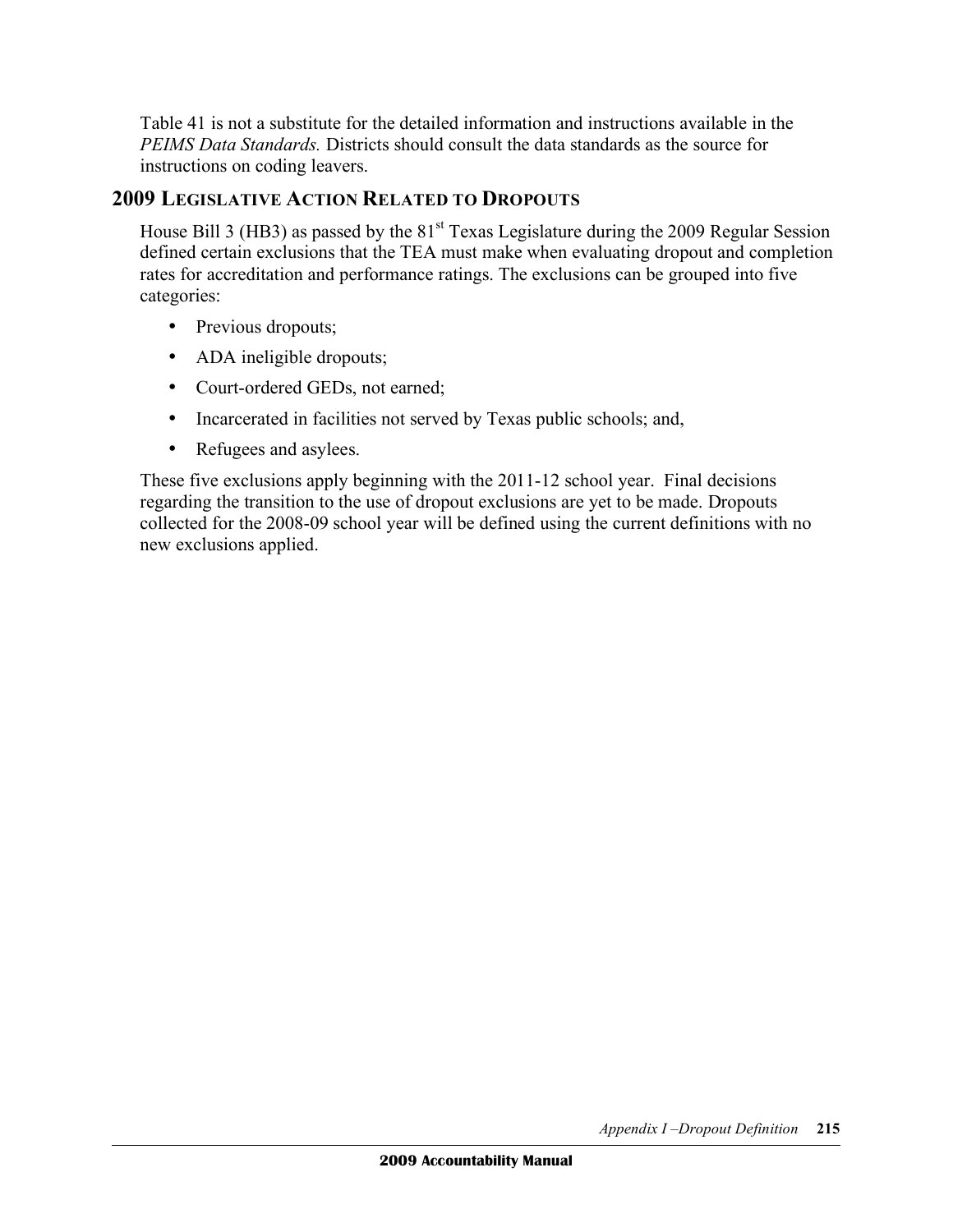Table 41 is not a substitute for the detailed information and instructions available in the *PEIMS Data Standards.* Districts should consult the data standards as the source for instructions on coding leavers.

## 2009 Legislative Action Related to Dropouts

House Bill 3 (HB3) as passed by the 81st Texas Legislature during the 2009 Regular Session defined certain exclusions that the TEA must make when evaluating dropout and completion rates for accreditation and performance ratings. The exclusions can be grouped into five categories:

- Previous dropouts;
- ADA ineligible dropouts;
- Court-ordered GEDs, not earned;
- Incarcerated in facilities not served by Texas public schools; and,
- Refugees and asylees.

These five exclusions apply beginning with the 2011-12 school year. Final decisions regarding the transition to the use of dropout exclusions are yet to be made. Dropouts collected for the 2008-09 school year will be defined using the current definitions with no new exclusions applied.